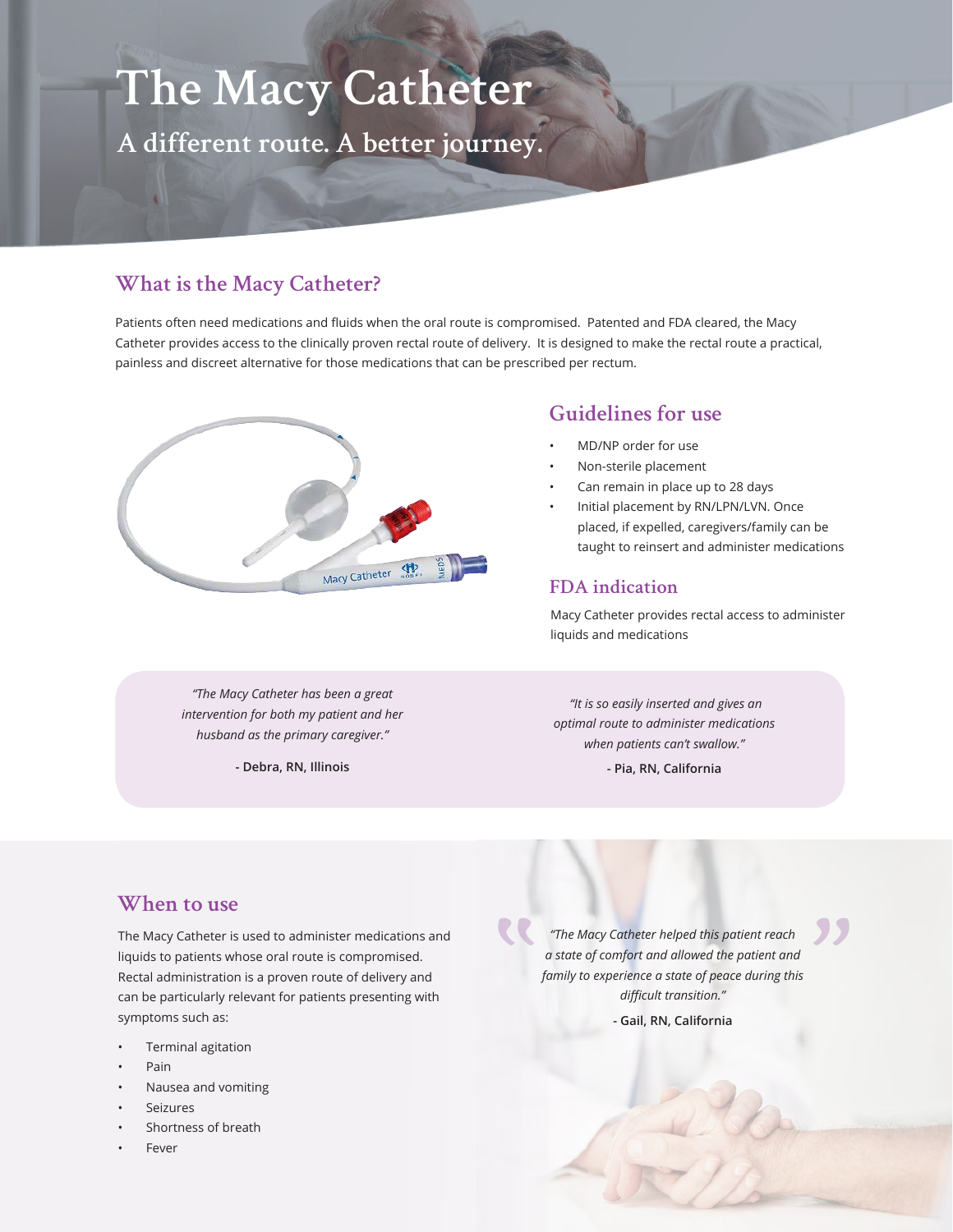# The Macy Catheter

## A different route. A better journey.

## What is the Macy Catheter?

Patients often need medications and fluids when the oral route is compromised. Patented and FDA cleared, the Macy Catheter provides access to the clinically proven rectal route of delivery. It is designed to make the rectal route a practical, painless and discreet alternative for those medications that can be prescribed per rectum.

## Guidelines for use

- MD/NP order for use
- Non-sterile placement
- Can remain in place up to 28 days
- Initial placement by RN/LPN/LVN. Once placed, if expelled, caregivers/family can be taught to reinsert and administer medications

## FDA indication

Macy Catheter provides rectal access to administer liquids and medications

*"The Macy Catheter has been a great intervention for both my patient and her husband as the primary caregiver."*

**- Debra, RN, Illinois**

*"It is so easily inserted and gives an optimal route to administer medications when patients can't swallow."*

**- Pia, RN, California**

## When to use

The Macy Catheter is used to administer medications and liquids to patients whose oral route is compromised. Rectal administration is a proven route of delivery and can be particularly relevant for patients presenting with symptoms such as:

- Terminal agitation
- Pain
- Nausea and vomiting
- Seizures
- Shortness of breath
- Fever

*"The Macy Catheter helped this patient reach a state of comfort and allowed the patient and family to experience a state of peace during this difficult transition."*

**- Gail, RN, California**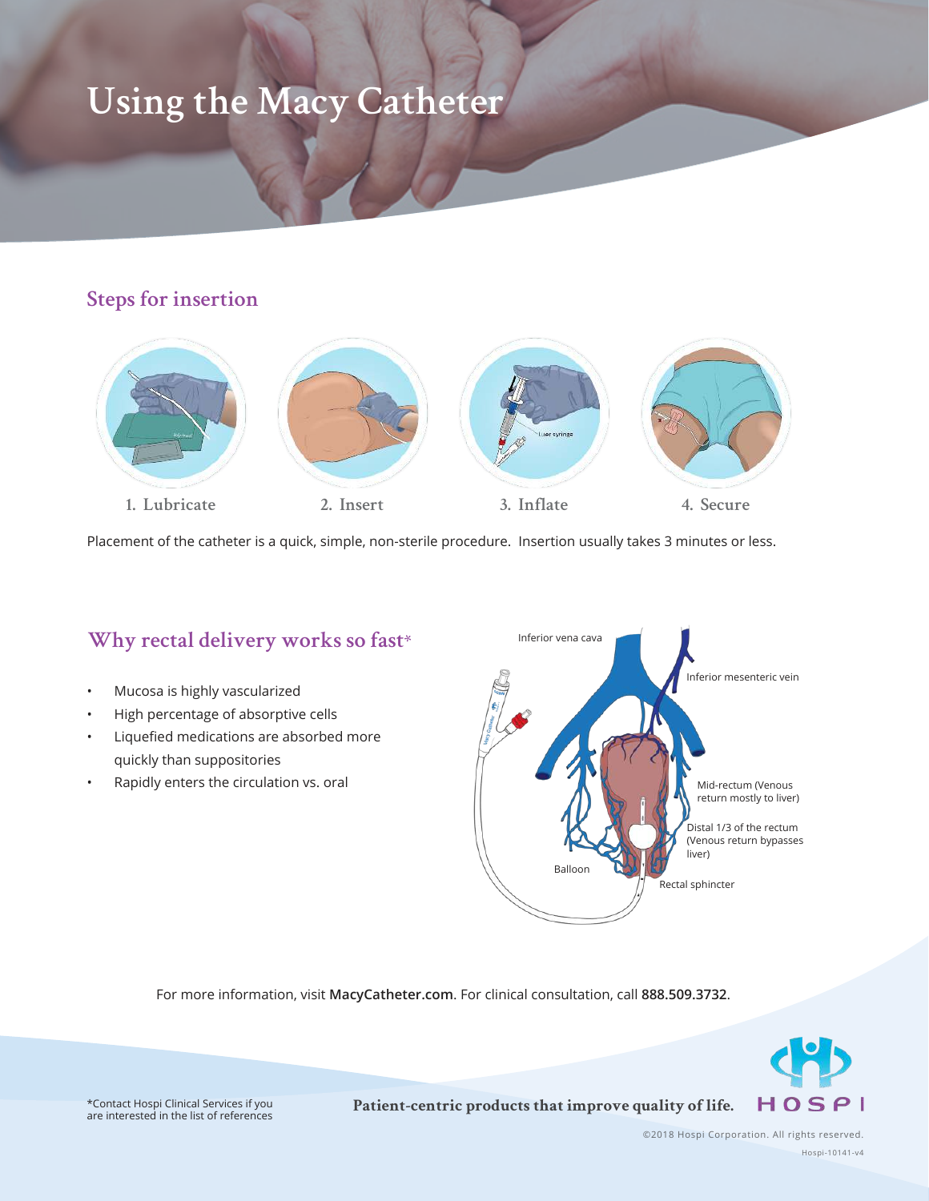# Using the Macy Catheter

## Steps for insertion

1. Lubricate
2. Insert
3. Inflate
4. Secure

Placement of the catheter is a quick, simple, non-sterile procedure. Insertion usually takes 3 minutes or less.

## Why rectal delivery works so fast*

- Mucosa is highly vascularized
- High percentage of absorptive cells
- Liquefied medications are absorbed more quickly than suppositories
- Rapidly enters the circulation vs. oral

Inferior vena cava

Inferior mesenteric vein

Mid-rectum (Venous return mostly to liver)

Distal 1/3 of the rectum (Venous return bypasses liver)

Balloon

Rectal sphincter

For more information, visit **MacyCatheter.com**. For clinical consultation, call **888.509.3732**.

*Contact Hospi Clinical Services if you are interested in the list of references

**Patient-centric products that improve quality of life.**

HOSPI

©2018 Hospi Corporation. All rights reserved.

Hospi-10141-v4